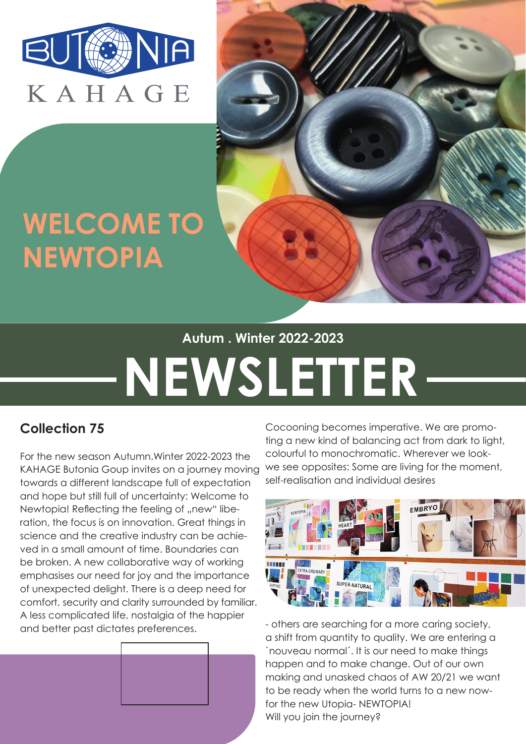BUTONIA KAHAGE

# WELCOME TO NEWTOPIA

Autum . Winter 2022-2023

# NEWSLETTER

## Collection 75

For the new season Autumn.Winter 2022-2023 the KAHAGE Butonia Goup invites on a journey moving towards a different landscape full of expectation and hope but still full of uncertainty: Welcome to Newtopia! Reflecting the feeling of „new" liberation, the focus is on innovation. Great things in science and the creative industry can be achieved in a small amount of time. Boundaries can be broken. A new collaborative way of working emphasises our need for joy and the importance of unexpected delight. There is a deep need for comfort, security and clarity surrounded by familiar. A less complicated life, nostalgia of the happier and better past dictates preferences.

Cocooning becomes imperative. We are promoting a new kind of balancing act from dark to light, colourful to monochromatic. Wherever we look- we see opposites: Some are living for the moment, self-realisation and individual desires

- others are searching for a more caring society, a shift from quantity to quality. We are entering a `nouveau normal´. It is our need to make things happen and to make change. Out of our own making and unasked chaos of AW 20/21 we want to be ready when the world turns to a new now- for the new Utopia- NEWTOPIA!
Will you join the journey?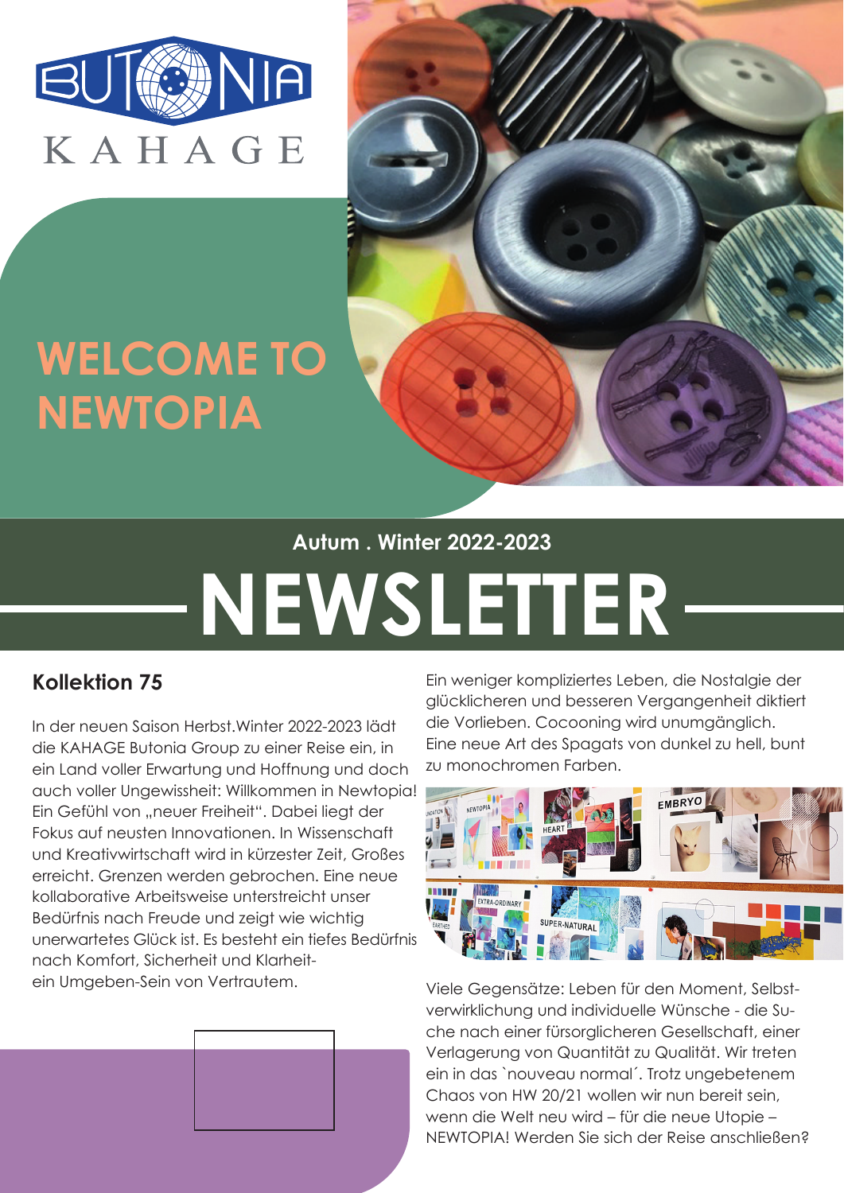BUTONIA

KAHAGE

# WELCOME TO NEWTOPIA

Autum . Winter 2022-2023

# NEWSLETTER

## Kollektion 75

In der neuen Saison Herbst.Winter 2022-2023 lädt die KAHAGE Butonia Group zu einer Reise ein, in ein Land voller Erwartung und Hoffnung und doch auch voller Ungewissheit: Willkommen in Newtopia! Ein Gefühl von „neuer Freiheit". Dabei liegt der Fokus auf neusten Innovationen. In Wissenschaft und Kreativwirtschaft wird in kürzester Zeit, Großes erreicht. Grenzen werden gebrochen. Eine neue kollaborative Arbeitsweise unterstreicht unser Bedürfnis nach Freude und zeigt wie wichtig unerwartetes Glück ist. Es besteht ein tiefes Bedürfnis nach Komfort, Sicherheit und Klarheit- ein Umgeben-Sein von Vertrautem.

Ein weniger kompliziertes Leben, die Nostalgie der glücklicheren und besseren Vergangenheit diktiert die Vorlieben. Cocooning wird unumgänglich. Eine neue Art des Spagats von dunkel zu hell, bunt zu monochromen Farben.

Viele Gegensätze: Leben für den Moment, Selbstverwirklichung und individuelle Wünsche - die Suche nach einer fürsorglicheren Gesellschaft, einer Verlagerung von Quantität zu Qualität. Wir treten ein in das `nouveau normal´. Trotz ungebetenem Chaos von HW 20/21 wollen wir nun bereit sein, wenn die Welt neu wird – für die neue Utopie – NEWTOPIA! Werden Sie sich der Reise anschließen?